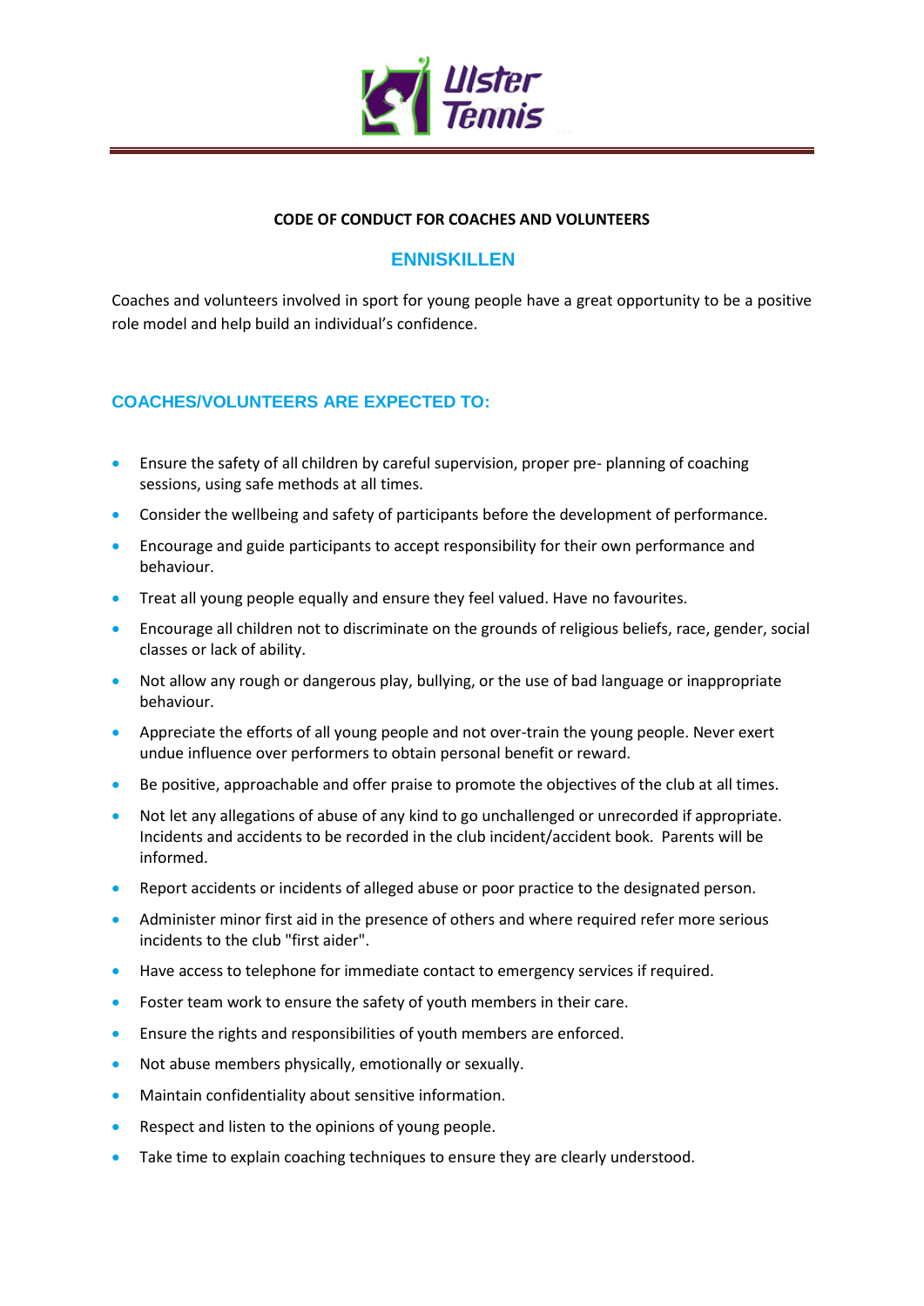Ulster Tennis

## CODE OF CONDUCT FOR COACHES AND VOLUNTEERS

## ENNISKILLEN

Coaches and volunteers involved in sport for young people have a great opportunity to be a positive role model and help build an individual's confidence.

### COACHES/VOLUNTEERS ARE EXPECTED TO:

- Ensure the safety of all children by careful supervision, proper pre- planning of coaching sessions, using safe methods at all times.
- Consider the wellbeing and safety of participants before the development of performance.
- Encourage and guide participants to accept responsibility for their own performance and behaviour.
- Treat all young people equally and ensure they feel valued. Have no favourites.
- Encourage all children not to discriminate on the grounds of religious beliefs, race, gender, social classes or lack of ability.
- Not allow any rough or dangerous play, bullying, or the use of bad language or inappropriate behaviour.
- Appreciate the efforts of all young people and not over-train the young people. Never exert undue influence over performers to obtain personal benefit or reward.
- Be positive, approachable and offer praise to promote the objectives of the club at all times.
- Not let any allegations of abuse of any kind to go unchallenged or unrecorded if appropriate. Incidents and accidents to be recorded in the club incident/accident book. Parents will be informed.
- Report accidents or incidents of alleged abuse or poor practice to the designated person.
- Administer minor first aid in the presence of others and where required refer more serious incidents to the club "first aider".
- Have access to telephone for immediate contact to emergency services if required.
- Foster team work to ensure the safety of youth members in their care.
- Ensure the rights and responsibilities of youth members are enforced.
- Not abuse members physically, emotionally or sexually.
- Maintain confidentiality about sensitive information.
- Respect and listen to the opinions of young people.
- Take time to explain coaching techniques to ensure they are clearly understood.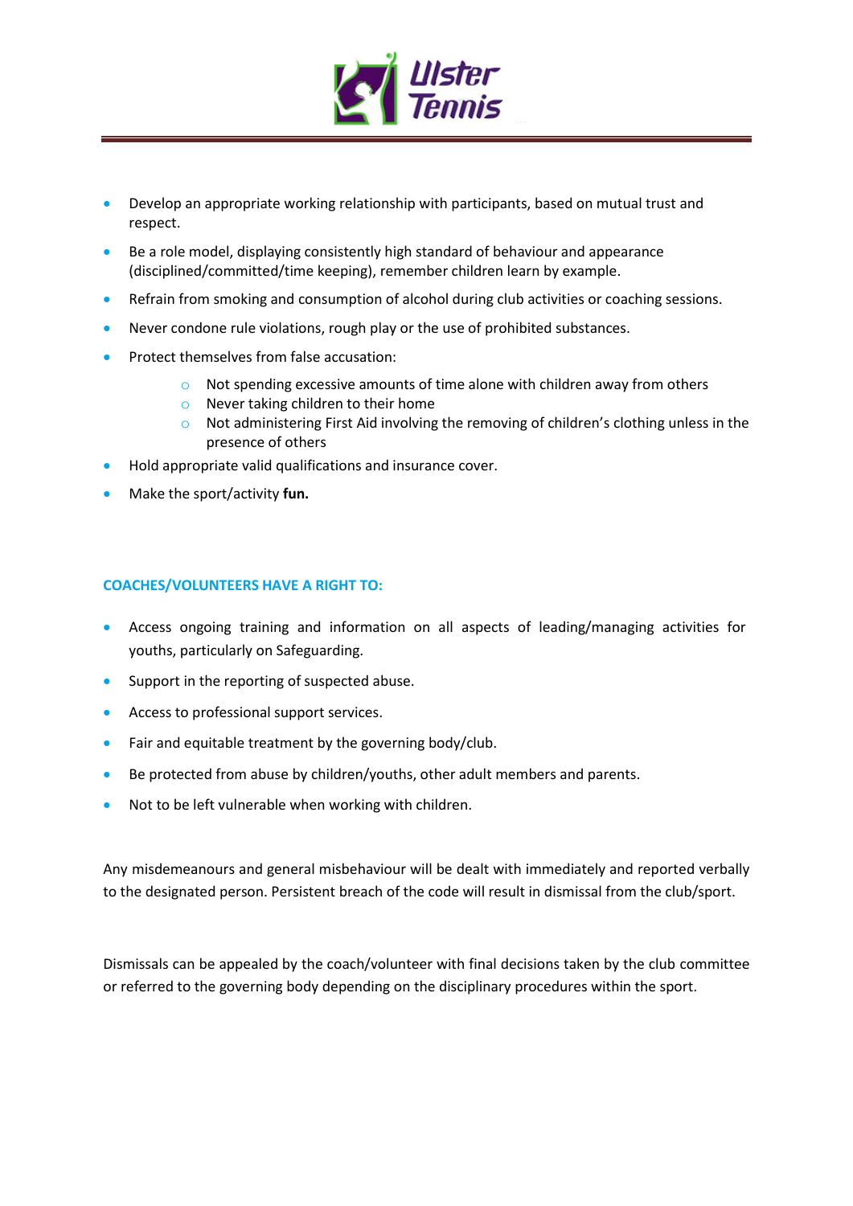- Develop an appropriate working relationship with participants, based on mutual trust and respect.
- Be a role model, displaying consistently high standard of behaviour and appearance (disciplined/committed/time keeping), remember children learn by example.
- Refrain from smoking and consumption of alcohol during club activities or coaching sessions.
- Never condone rule violations, rough play or the use of prohibited substances.
- Protect themselves from false accusation:
  - Not spending excessive amounts of time alone with children away from others
  - Never taking children to their home
  - Not administering First Aid involving the removing of children's clothing unless in the presence of others
- Hold appropriate valid qualifications and insurance cover.
- Make the sport/activity **fun.**

### COACHES/VOLUNTEERS HAVE A RIGHT TO:

- Access ongoing training and information on all aspects of leading/managing activities for youths, particularly on Safeguarding.
- Support in the reporting of suspected abuse.
- Access to professional support services.
- Fair and equitable treatment by the governing body/club.
- Be protected from abuse by children/youths, other adult members and parents.
- Not to be left vulnerable when working with children.

Any misdemeanours and general misbehaviour will be dealt with immediately and reported verbally to the designated person. Persistent breach of the code will result in dismissal from the club/sport.

Dismissals can be appealed by the coach/volunteer with final decisions taken by the club committee or referred to the governing body depending on the disciplinary procedures within the sport.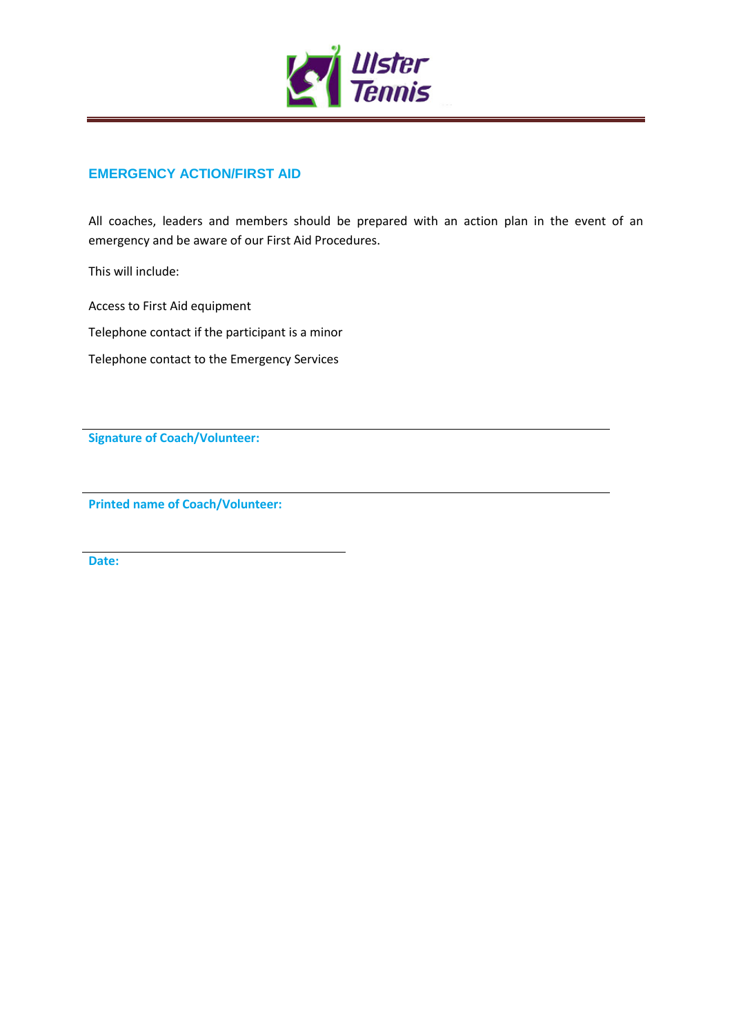## EMERGENCY ACTION/FIRST AID

All coaches, leaders and members should be prepared with an action plan in the event of an emergency and be aware of our First Aid Procedures.

This will include:

Access to First Aid equipment

Telephone contact if the participant is a minor

Telephone contact to the Emergency Services

**Signature of Coach/Volunteer:**

**Printed name of Coach/Volunteer:**

**Date:**